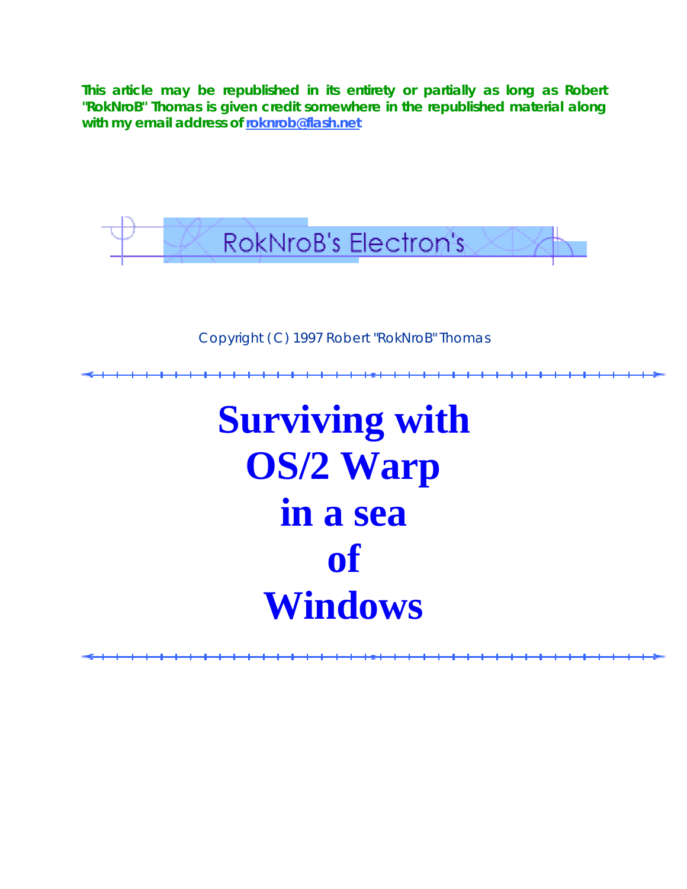**This article may be republished in its entirety or partially as long as Robert "RokNroB" Thomas is given credit somewhere in the republished material along with my email address of roknrob@flash.net**

RokNroB's Electron's

Copyright (C) 1997 Robert "RokNroB" Thomas

---

# Surviving with OS/2 Warp in a sea of Windows

---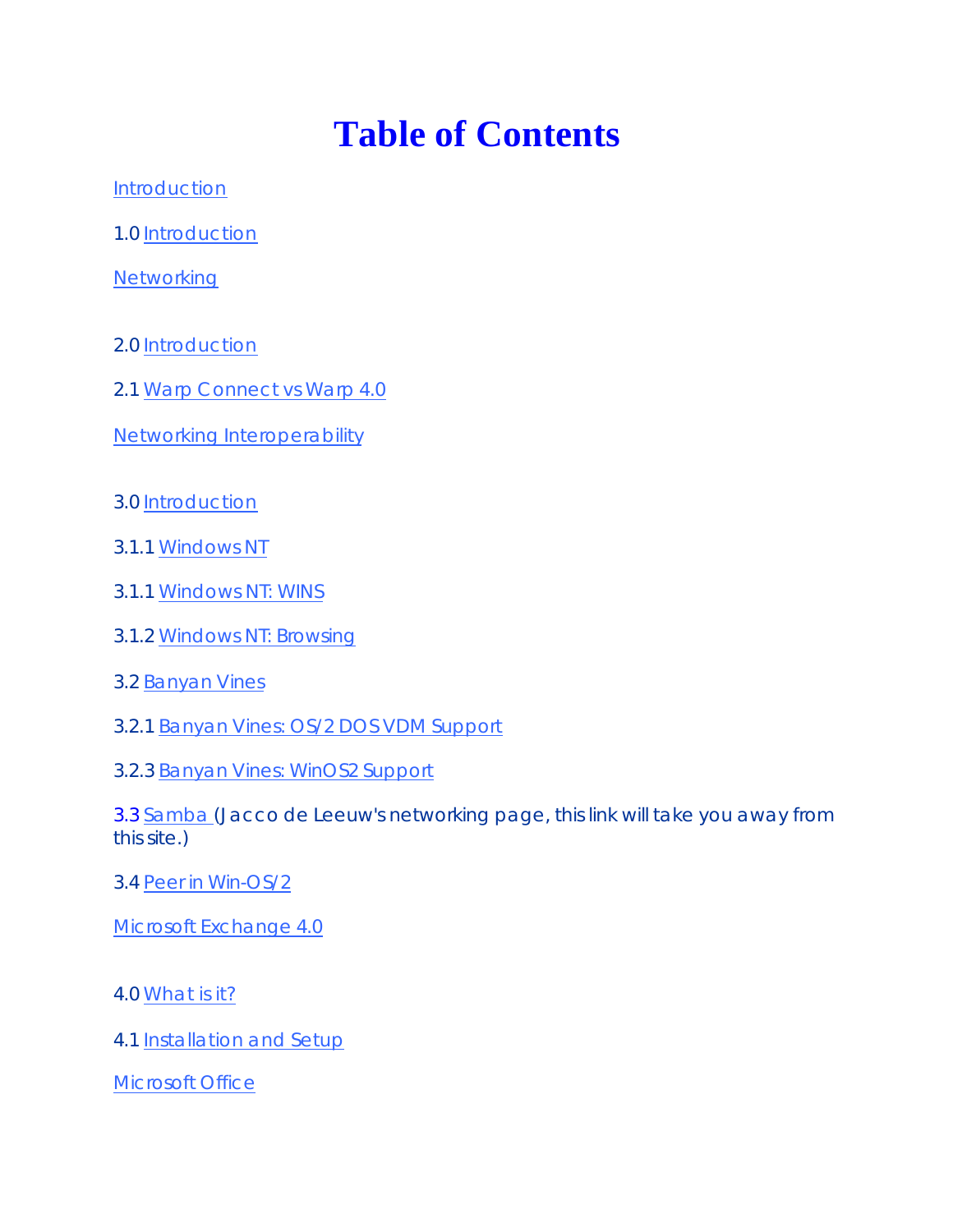# Table of Contents

Introduction

1.0 Introduction

Networking

2.0 Introduction

2.1 Warp Connect vs Warp 4.0

Networking Interoperability

3.0 Introduction

3.1.1 Windows NT

3.1.1 Windows NT: WINS

3.1.2 Windows NT: Browsing

3.2 Banyan Vines

3.2.1 Banyan Vines: OS/2 DOS VDM Support

3.2.3 Banyan Vines: WinOS2 Support

3.3 Samba (Jacco de Leeuw's networking page, this link will take you away from this site.)

3.4 Peer in Win-OS/2

Microsoft Exchange 4.0

4.0 What is it?

4.1 Installation and Setup

Microsoft Office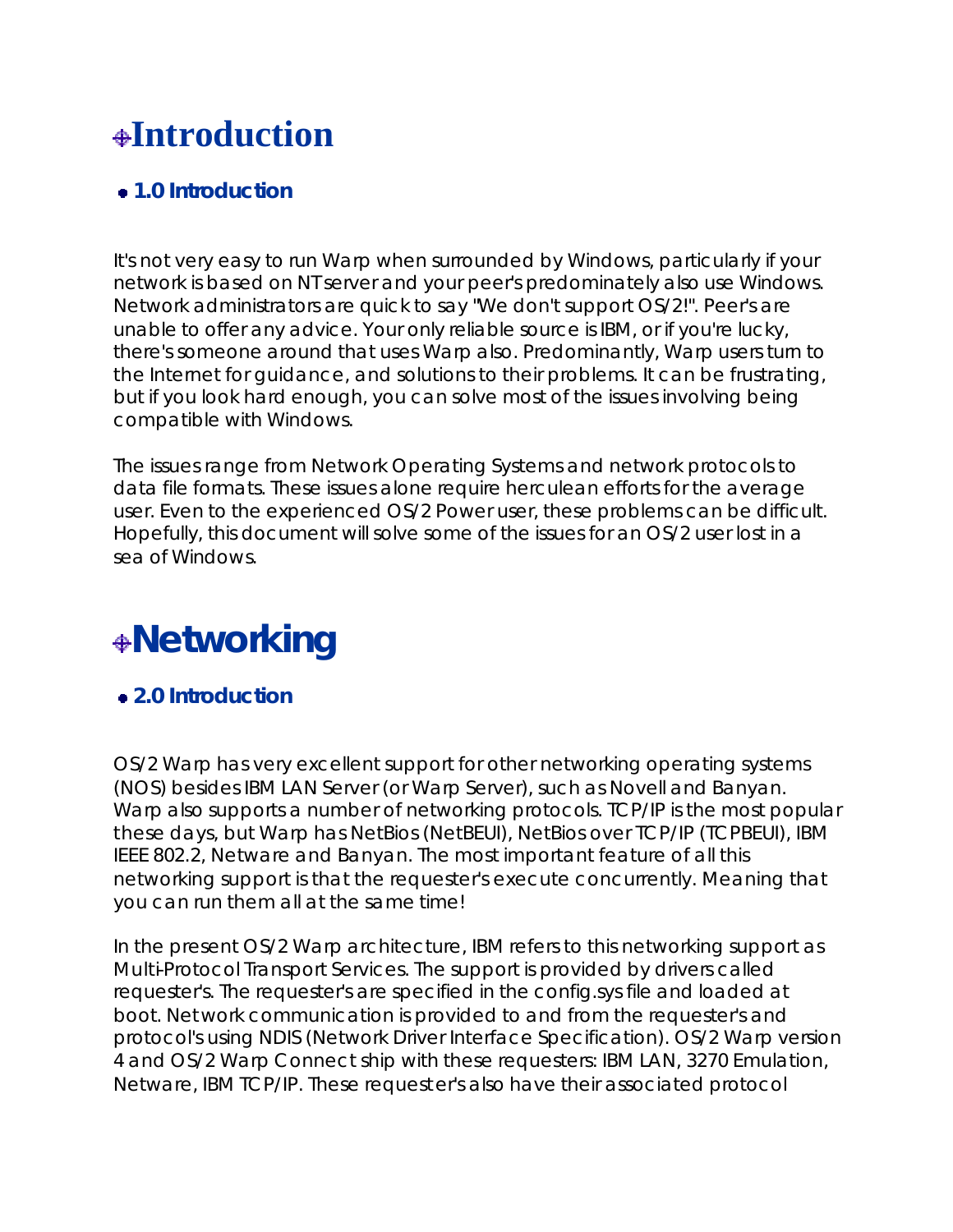# Introduction

## 1.0 Introduction

It's not very easy to run Warp when surrounded by Windows, particularly if your network is based on NT server and your peer's predominately also use Windows. Network administrators are quick to say "We don't support OS/2!". Peer's are unable to offer any advice. Your only reliable source is IBM, or if you're lucky, there's someone around that uses Warp also. Predominantly, Warp users turn to the Internet for guidance, and solutions to their problems. It can be frustrating, but if you look hard enough, you can solve most of the issues involving being compatible with Windows.

The issues range from Network Operating Systems and network protocols to data file formats. These issues alone require herculean efforts for the average user. Even to the experienced OS/2 Power user, these problems can be difficult. Hopefully, this document will solve some of the issues for an OS/2 user lost in a sea of Windows.

# Networking

## 2.0 Introduction

OS/2 Warp has very excellent support for other networking operating systems (NOS) besides IBM LAN Server (or Warp Server), such as Novell and Banyan. Warp also supports a number of networking protocols. TCP/IP is the most popular these days, but Warp has NetBios (NetBEUI), NetBios over TCP/IP (TCPBEUI), IBM IEEE 802.2, Netware and Banyan. The most important feature of all this networking support is that the requester's execute concurrently. Meaning that you can run them all at the same time!

In the present OS/2 Warp architecture, IBM refers to this networking support as Multi-Protocol Transport Services. The support is provided by drivers called requester's. The requester's are specified in the config.sys file and loaded at boot. Network communication is provided to and from the requester's and protocol's using NDIS (Network Driver Interface Specification). OS/2 Warp version 4 and OS/2 Warp Connect ship with these requesters: IBM LAN, 3270 Emulation, Netware, IBM TCP/IP. These requester's also have their associated protocol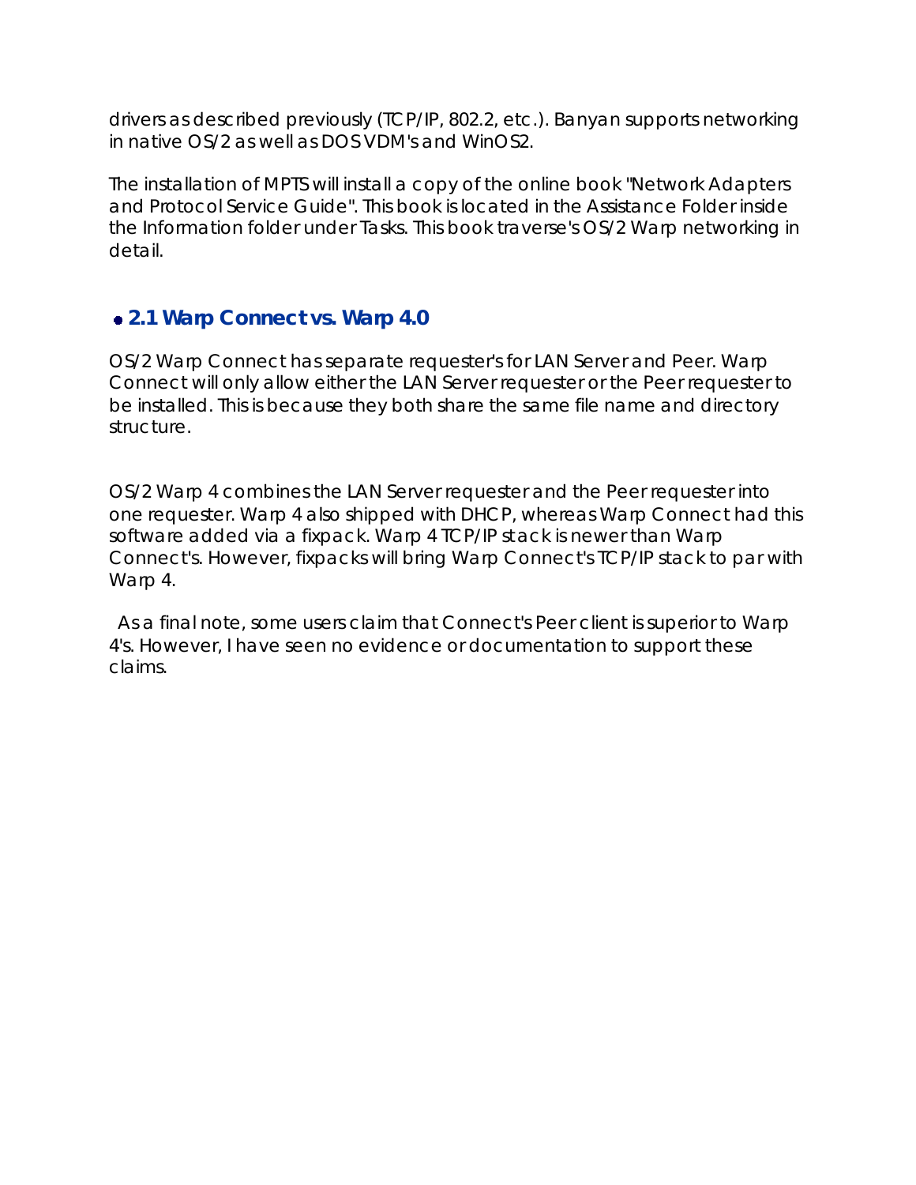drivers as described previously (TCP/IP, 802.2, etc.). Banyan supports networking in native OS/2 as well as DOS VDM's and WinOS2.

The installation of MPTS will install a copy of the online book "Network Adapters and Protocol Service Guide". This book is located in the Assistance Folder inside the Information folder under Tasks. This book traverse's OS/2 Warp networking in detail.

## 2.1 Warp Connect vs. Warp 4.0

OS/2 Warp Connect has separate requester's for LAN Server and Peer. Warp Connect will only allow either the LAN Server requester or the Peer requester to be installed. This is because they both share the same file name and directory structure.

OS/2 Warp 4 combines the LAN Server requester and the Peer requester into one requester. Warp 4 also shipped with DHCP, whereas Warp Connect had this software added via a fixpack. Warp 4 TCP/IP stack is newer than Warp Connect's. However, fixpacks will bring Warp Connect's TCP/IP stack to par with Warp 4.

As a final note, some users claim that Connect's Peer client is superior to Warp 4's. However, I have seen no evidence or documentation to support these claims.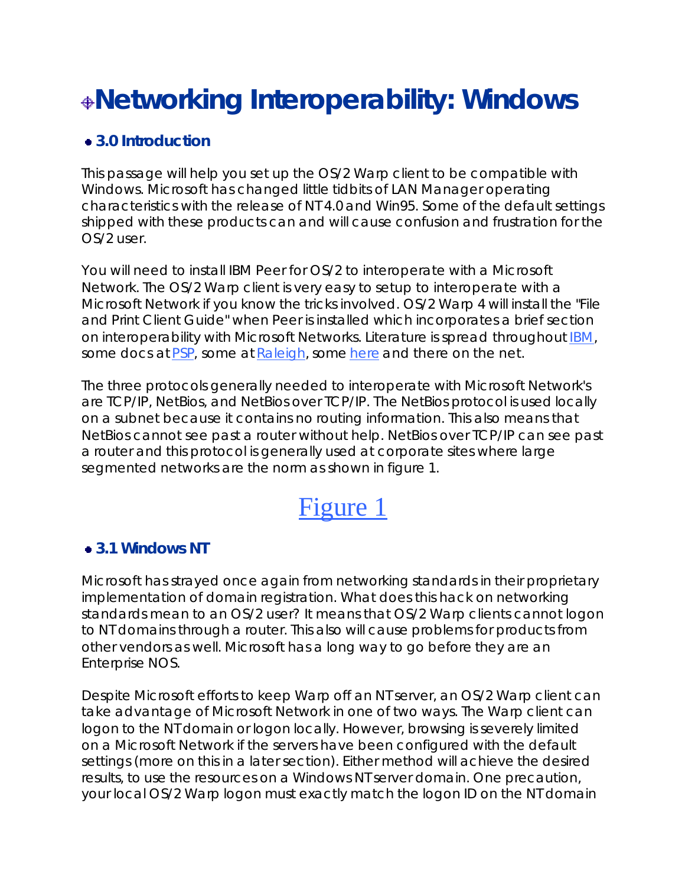# Networking Interoperability: Windows

### 3.0 Introduction

This passage will help you set up the OS/2 Warp client to be compatible with Windows. Microsoft has changed little tidbits of LAN Manager operating characteristics with the release of NT4.0 and Win95. Some of the default settings shipped with these products can and will cause confusion and frustration for the OS/2 user.

You will need to install IBM Peer for OS/2 to interoperate with a Microsoft Network. The OS/2 Warp client is very easy to setup to interoperate with a Microsoft Network if you know the tricks involved. OS/2 Warp 4 will install the "File and Print Client Guide" when Peer is installed which incorporates a brief section on interoperability with Microsoft Networks. Literature is spread throughout IBM, some docs at PSP, some at Raleigh, some here and there on the net.

The three protocols generally needed to interoperate with Microsoft Network's are TCP/IP, NetBios, and NetBios over TCP/IP. The NetBios protocol is used locally on a subnet because it contains no routing information. This also means that NetBios cannot see past a router without help. NetBios over TCP/IP can see past a router and this protocol is generally used at corporate sites where large segmented networks are the norm as shown in figure 1.

Figure 1

### 3.1 Windows NT

Microsoft has strayed once again from networking standards in their proprietary implementation of domain registration. What does this hack on networking standards mean to an OS/2 user? It means that OS/2 Warp clients cannot logon to NT domains through a router. This also will cause problems for products from other vendors as well. Microsoft has a long way to go before they are an Enterprise NOS.

Despite Microsoft efforts to keep Warp off an NT server, an OS/2 Warp client can take advantage of Microsoft Network in one of two ways. The Warp client can logon to the NT domain or logon locally. However, browsing is severely limited on a Microsoft Network if the servers have been configured with the default settings (more on this in a later section). Either method will achieve the desired results, to use the resources on a Windows NT server domain. One precaution, your local OS/2 Warp logon must exactly match the logon ID on the NT domain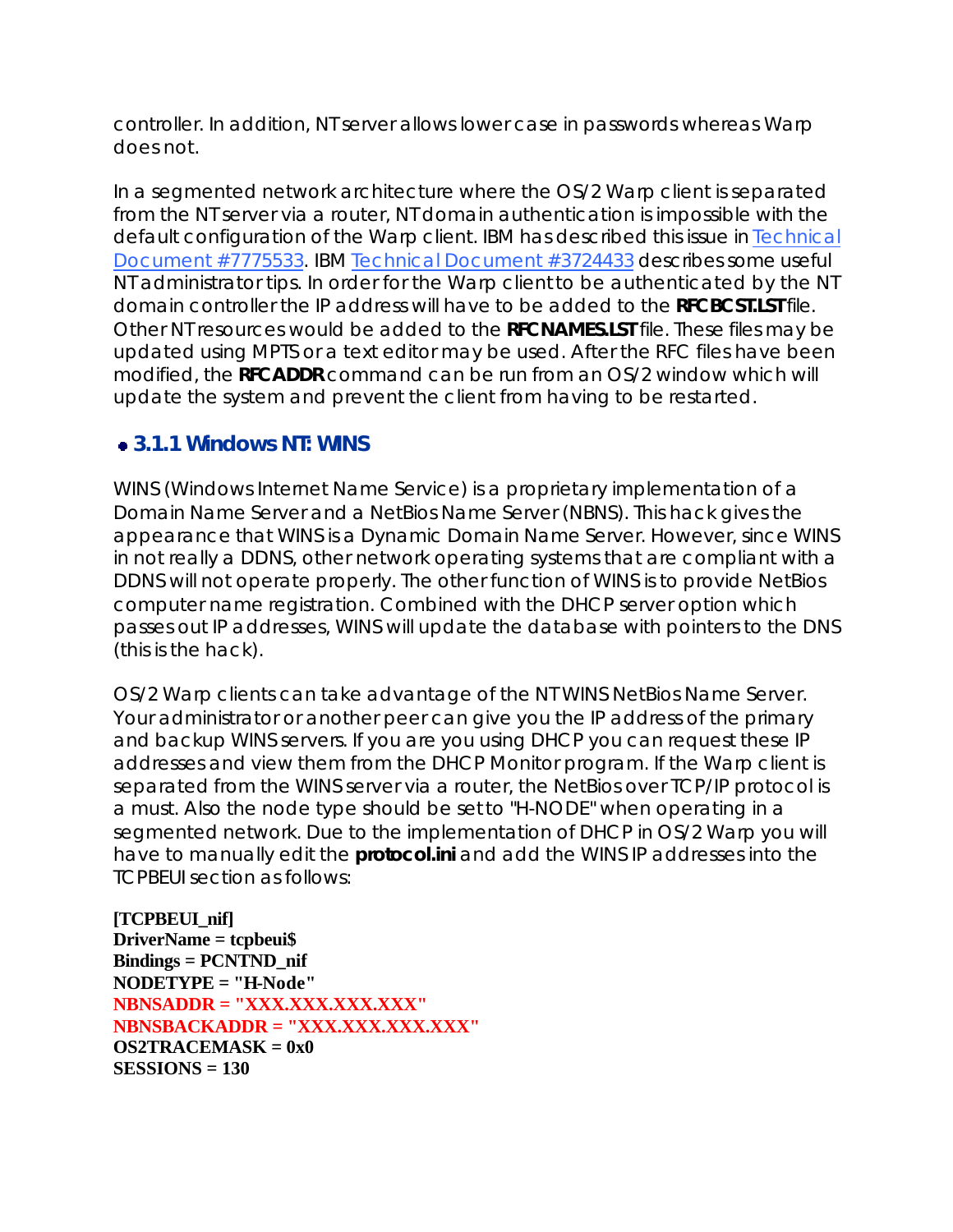controller. In addition, NT server allows lower case in passwords whereas Warp does not.

In a segmented network architecture where the OS/2 Warp client is separated from the NT server via a router, NT domain authentication is impossible with the default configuration of the Warp client. IBM has described this issue in Technical Document #7775533. IBM Technical Document #3724433 describes some useful NT administrator tips. In order for the Warp client to be authenticated by the NT domain controller the IP address will have to be added to the **RFCBCST.LST** file. Other NT resources would be added to the **RFCNAMES.LST** file. These files may be updated using MPTS or a text editor may be used. After the RFC files have been modified, the **RFCADDR** command can be run from an OS/2 window which will update the system and prevent the client from having to be restarted.

### 3.1.1 Windows NT: WINS

WINS (Windows Internet Name Service) is a proprietary implementation of a Domain Name Server and a NetBios Name Server (NBNS). This hack gives the appearance that WINS is a Dynamic Domain Name Server. However, since WINS in not really a DDNS, other network operating systems that are compliant with a DDNS will not operate properly. The other function of WINS is to provide NetBios computer name registration. Combined with the DHCP server option which passes out IP addresses, WINS will update the database with pointers to the DNS (this is the hack).

OS/2 Warp clients can take advantage of the NT WINS NetBios Name Server. Your administrator or another peer can give you the IP address of the primary and backup WINS servers. If you are you using DHCP you can request these IP addresses and view them from the DHCP Monitor program. If the Warp client is separated from the WINS server via a router, the NetBios over TCP/IP protocol is a must. Also the node type should be set to "H-NODE" when operating in a segmented network. Due to the implementation of DHCP in OS/2 Warp you will have to manually edit the **protocol.ini** and add the WINS IP addresses into the TCPBEUI section as follows:

```
[TCPBEUI_nif]
DriverName = tcpbeui$
Bindings = PCNTND_nif
NODETYPE = "H-Node"
NBNSADDR = "XXX.XXX.XXX.XXX"
NBNSBACKADDR = "XXX.XXX.XXX.XXX"
OS2TRACEMASK = 0x0
SESSIONS = 130
```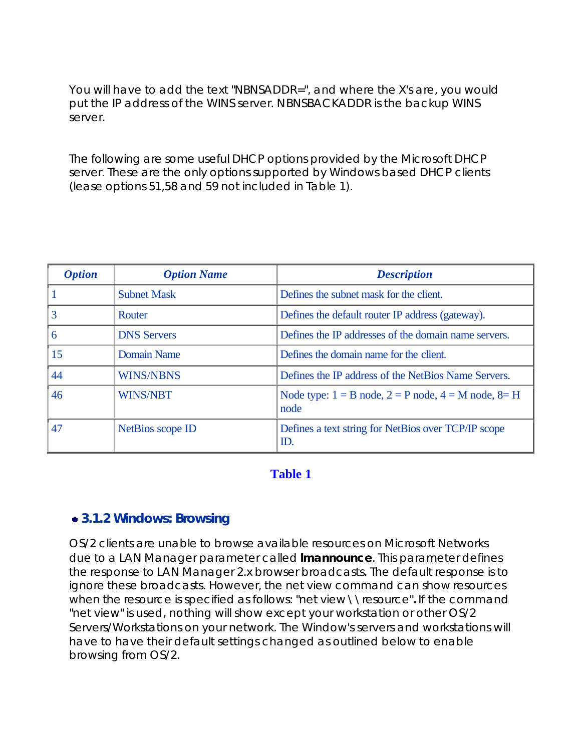You will have to add the text "NBNSADDR=", and where the X's are, you would put the IP address of the WINS server. NBNSBACKADDR is the backup WINS server.

The following are some useful DHCP options provided by the Microsoft DHCP server. These are the only options supported by Windows based DHCP clients (lease options 51,58 and 59 not included in Table 1).

| *Option* | *Option Name* | *Description* |
|---|---|---|
| 1 | Subnet Mask | Defines the subnet mask for the client. |
| 3 | Router | Defines the default router IP address (gateway). |
| 6 | DNS Servers | Defines the IP addresses of the domain name servers. |
| 15 | Domain Name | Defines the domain name for the client. |
| 44 | WINS/NBNS | Defines the IP address of the NetBios Name Servers. |
| 46 | WINS/NBT | Node type: 1 = B node, 2 = P node, 4 = M node, 8= H node |
| 47 | NetBios scope ID | Defines a text string for NetBios over TCP/IP scope ID. |

**Table 1**

### 3.1.2 Windows: Browsing

OS/2 clients are unable to browse available resources on Microsoft Networks due to a LAN Manager parameter called **lmannounce**. This parameter defines the response to LAN Manager 2.x browser broadcasts. The default response is to ignore these broadcasts. However, the net view command can show resources when the resource is specified as follows: "net view \\resource"**.** If the command "net view" is used, nothing will show except your workstation or other OS/2 Servers/Workstations on your network. The Window's servers and workstations will have to have their default settings changed as outlined below to enable browsing from OS/2.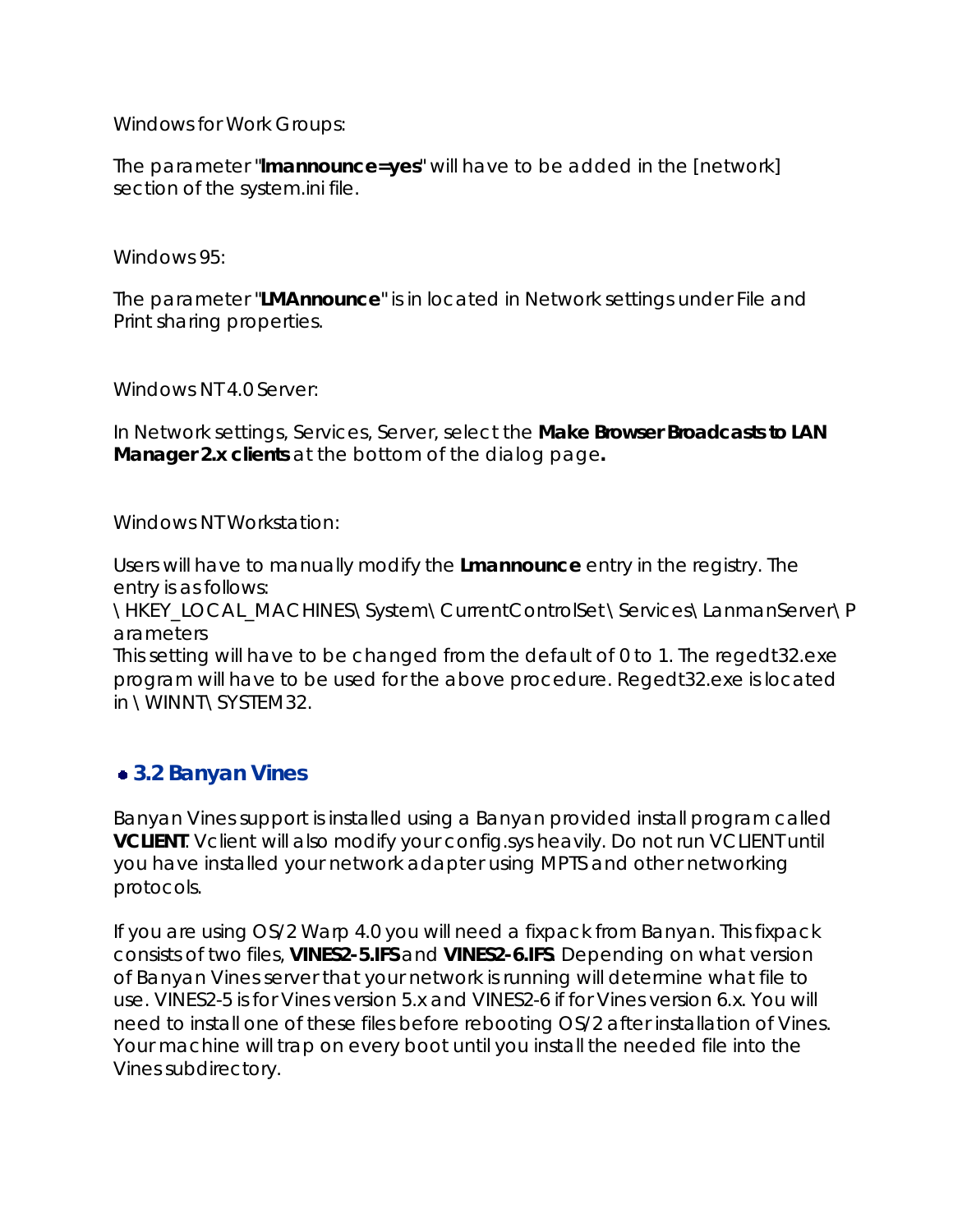Windows for Work Groups:

The parameter "**lmannounce=yes**" will have to be added in the [network] section of the system.ini file.

Windows 95:

The parameter "**LMAnnounce**" is in located in Network settings under File and Print sharing properties.

Windows NT 4.0 Server:

In Network settings, Services, Server, select the **Make Browser Broadcasts to LAN Manager 2.x clients** at the bottom of the dialog page**.**

Windows NT Workstation:

Users will have to manually modify the **Lmannounce** entry in the registry. The entry is as follows:
\HKEY_LOCAL_MACHINES\System\CurrentControlSet\Services\LanmanServer\Parameters
This setting will have to be changed from the default of 0 to 1. The regedt32.exe program will have to be used for the above procedure. Regedt32.exe is located in \WINNT\SYSTEM32.

### 3.2 Banyan Vines

Banyan Vines support is installed using a Banyan provided install program called **VCLIENT**. Vclient will also modify your config.sys heavily. Do not run VCLIENT until you have installed your network adapter using MPTS and other networking protocols.

If you are using OS/2 Warp 4.0 you will need a fixpack from Banyan. This fixpack consists of two files, **VINES2-5.IFS** and **VINES2-6.IFS**. Depending on what version of Banyan Vines server that your network is running will determine what file to use. VINES2-5 is for Vines version 5.x and VINES2-6 if for Vines version 6.x. You will need to install one of these files before rebooting OS/2 after installation of Vines. Your machine will trap on every boot until you install the needed file into the Vines subdirectory.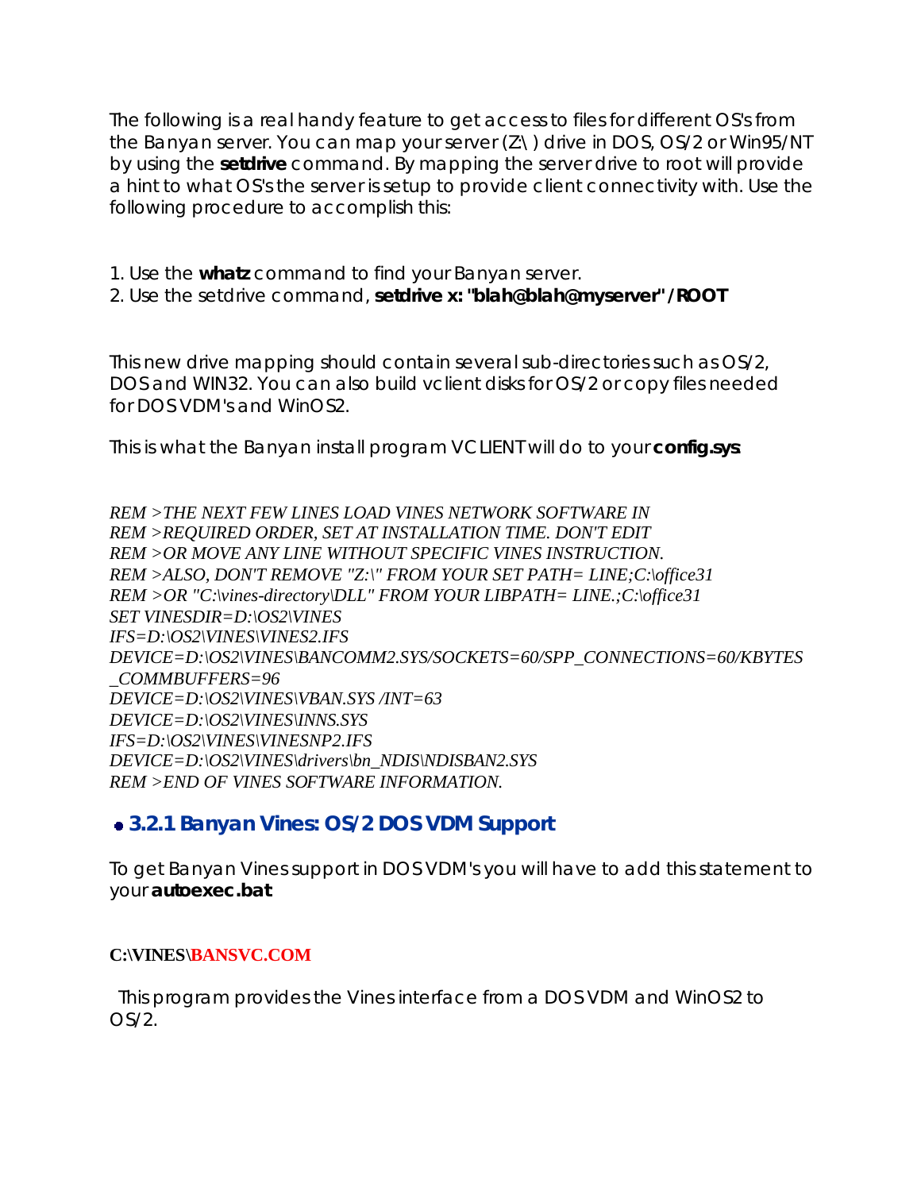The following is a real handy feature to get access to files for different OS's from the Banyan server. You can map your server (Z:\ ) drive in DOS, OS/2 or Win95/NT by using the **setdrive** command. By mapping the server drive to root will provide a hint to what OS's the server is setup to provide client connectivity with. Use the following procedure to accomplish this:

1. Use the **whatz** command to find your Banyan server.
2. Use the setdrive command, **setdrive x: "blah@blah@myserver" /ROOT**

This new drive mapping should contain several sub-directories such as OS/2, DOS and WIN32. You can also build vclient disks for OS/2 or copy files needed for DOS VDM's and WinOS2.

This is what the Banyan install program VCLIENT will do to your **config.sys**:

```
REM >THE NEXT FEW LINES LOAD VINES NETWORK SOFTWARE IN
REM >REQUIRED ORDER, SET AT INSTALLATION TIME. DON'T EDIT
REM >OR MOVE ANY LINE WITHOUT SPECIFIC VINES INSTRUCTION.
REM >ALSO, DON'T REMOVE "Z:\" FROM YOUR SET PATH= LINE;C:\office31
REM >OR "C:\vines-directory\DLL" FROM YOUR LIBPATH= LINE.;C:\office31
SET VINESDIR=D:\OS2\VINES
IFS=D:\OS2\VINES\VINES2.IFS
DEVICE=D:\OS2\VINES\BANCOMM2.SYS/SOCKETS=60/SPP_CONNECTIONS=60/KBYTES
_COMMBUFFERS=96
DEVICE=D:\OS2\VINES\VBAN.SYS /INT=63
DEVICE=D:\OS2\VINES\INNS.SYS
IFS=D:\OS2\VINES\VINESNP2.IFS
DEVICE=D:\OS2\VINES\drivers\bn_NDIS\NDISBAN2.SYS
REM >END OF VINES SOFTWARE INFORMATION.
```

### 3.2.1 Banyan Vines: OS/2 DOS VDM Support

To get Banyan Vines support in DOS VDM's you will have to add this statement to your **autoexec.bat**:

**C:\VINES\BANSVC.COM**

This program provides the Vines interface from a DOS VDM and WinOS2 to OS/2.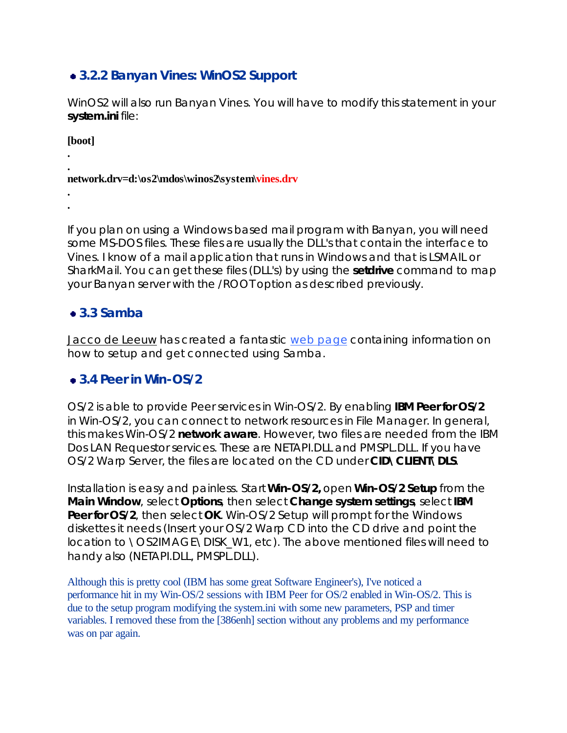- **3.2.2 Banyan Vines: WinOS2 Support**

WinOS2 will also run Banyan Vines. You will have to modify this statement in your **system.ini** file:

```
[boot]
.
.
network.drv=d:\os2\mdos\winos2\system\vines.drv
.
.
```

If you plan on using a Windows based mail program with Banyan, you will need some MS-DOS files. These files are usually the DLL's that contain the interface to Vines. I know of a mail application that runs in Windows and that is LSMAIL or SharkMail. You can get these files (DLL's) by using the **setdrive** command to map your Banyan server with the /ROOT option as described previously.

- **3.3 Samba**

Jacco de Leeuw has created a fantastic web page containing information on how to setup and get connected using Samba.

- **3.4 Peer in Win-OS/2**

OS/2 is able to provide Peer services in Win-OS/2. By enabling **IBM Peer for OS/2** in Win-OS/2, you can connect to network resources in File Manager. In general, this makes Win-OS/2 **network aware**. However, two files are needed from the IBM Dos LAN Requestor services. These are NETAPI.DLL and PMSPL.DLL. If you have OS/2 Warp Server, the files are located on the CD under **CID\CLIENT\DLS**.

Installation is easy and painless. Start **Win-OS/2,** open **Win-OS/2 Setup** from the **Main Window**, select **Options**, then select **Change system settings**, select **IBM Peer for OS/2**, then select **OK**. Win-OS/2 Setup will prompt for the Windows diskettes it needs (Insert your OS/2 Warp CD into the CD drive and point the location to \OS2IMAGE\DISK_W1, etc). The above mentioned files will need to handy also (NETAPI.DLL, PMSPL.DLL).

Although this is pretty cool (IBM has some great Software Engineer's), I've noticed a performance hit in my Win-OS/2 sessions with IBM Peer for OS/2 enabled in Win-OS/2. This is due to the setup program modifying the system.ini with some new parameters, PSP and timer variables. I removed these from the [386enh] section without any problems and my performance was on par again.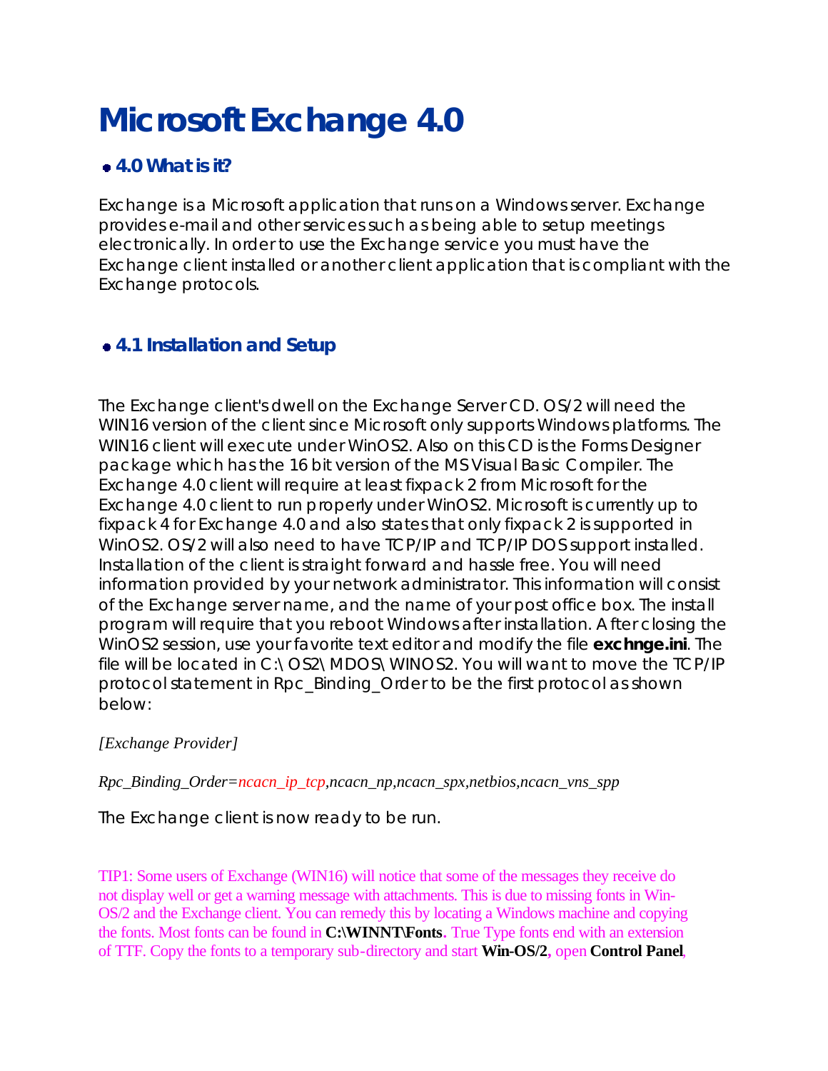# Microsoft Exchange 4.0

- ## 4.0 What is it?

Exchange is a Microsoft application that runs on a Windows server. Exchange provides e-mail and other services such as being able to setup meetings electronically. In order to use the Exchange service you must have the Exchange client installed or another client application that is compliant with the Exchange protocols.

- ## 4.1 Installation and Setup

The Exchange client's dwell on the Exchange Server CD. OS/2 will need the WIN16 version of the client since Microsoft only supports Windows platforms. The WIN16 client will execute under WinOS2. Also on this CD is the Forms Designer package which has the 16 bit version of the MS Visual Basic Compiler. The Exchange 4.0 client will require at least fixpack 2 from Microsoft for the Exchange 4.0 client to run properly under WinOS2. Microsoft is currently up to fixpack 4 for Exchange 4.0 and also states that only fixpack 2 is supported in WinOS2. OS/2 will also need to have TCP/IP and TCP/IP DOS support installed. Installation of the client is straight forward and hassle free. You will need information provided by your network administrator. This information will consist of the Exchange server name, and the name of your post office box. The install program will require that you reboot Windows after installation. After closing the WinOS2 session, use your favorite text editor and modify the file **exchnge.ini**. The file will be located in C:\OS2\MDOS\WINOS2. You will want to move the TCP/IP protocol statement in Rpc_Binding_Order to be the first protocol as shown below:

*[Exchange Provider]*

*Rpc_Binding_Order=ncacn_ip_tcp,ncacn_np,ncacn_spx,netbios,ncacn_vns_spp*

The Exchange client is now ready to be run.

TIP1: Some users of Exchange (WIN16) will notice that some of the messages they receive do not display well or get a warning message with attachments. This is due to missing fonts in Win-OS/2 and the Exchange client. You can remedy this by locating a Windows machine and copying the fonts. Most fonts can be found in **C:\WINNT\Fonts**. True Type fonts end with an extension of TTF. Copy the fonts to a temporary sub-directory and start **Win-OS/2**, open **Control Panel**,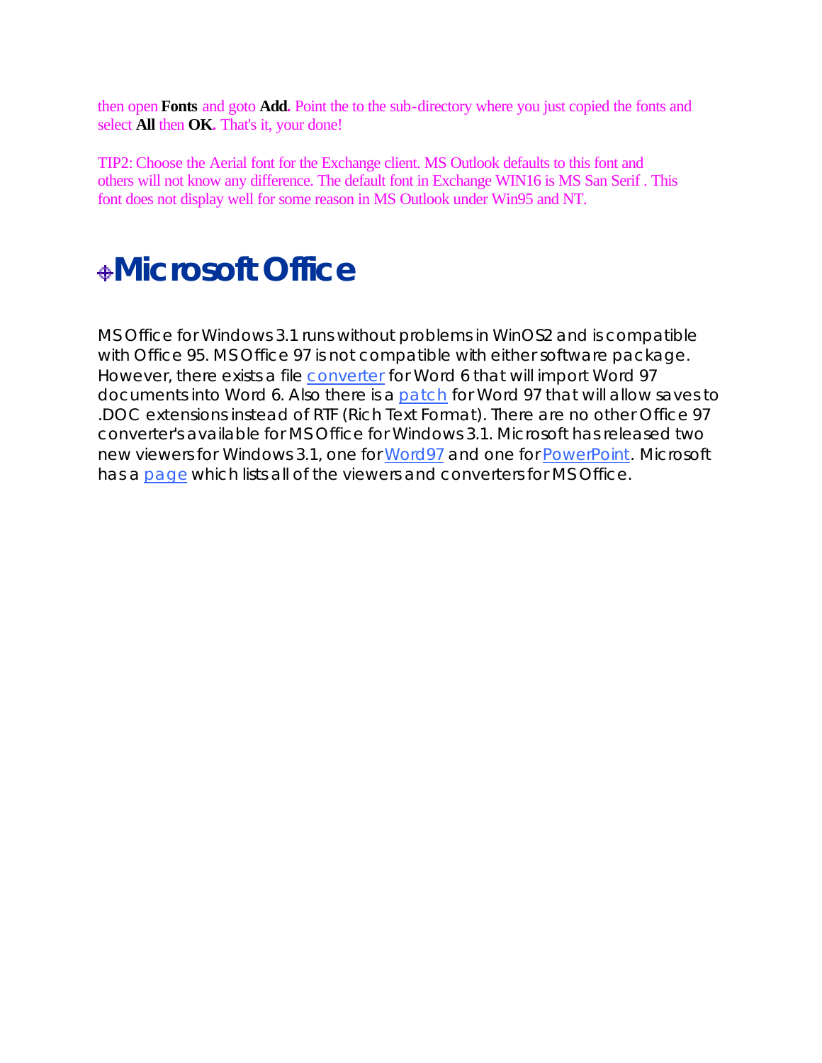then open **Fonts** and goto **Add.** Point the to the sub-directory where you just copied the fonts and select **All** then **OK**. That's it, your done!

TIP2: Choose the Aerial font for the Exchange client. MS Outlook defaults to this font and others will not know any difference. The default font in Exchange WIN16 is MS San Serif . This font does not display well for some reason in MS Outlook under Win95 and NT.

# Microsoft Office

MS Office for Windows 3.1 runs without problems in WinOS2 and is compatible with Office 95. MS Office 97 is not compatible with either software package. However, there exists a file converter for Word 6 that will import Word 97 documents into Word 6. Also there is a patch for Word 97 that will allow saves to .DOC extensions instead of RTF (Rich Text Format). There are no other Office 97 converter's available for MS Office for Windows 3.1. Microsoft has released two new viewers for Windows 3.1, one for Word97 and one for PowerPoint. Microsoft has a page which lists all of the viewers and converters for MS Office.